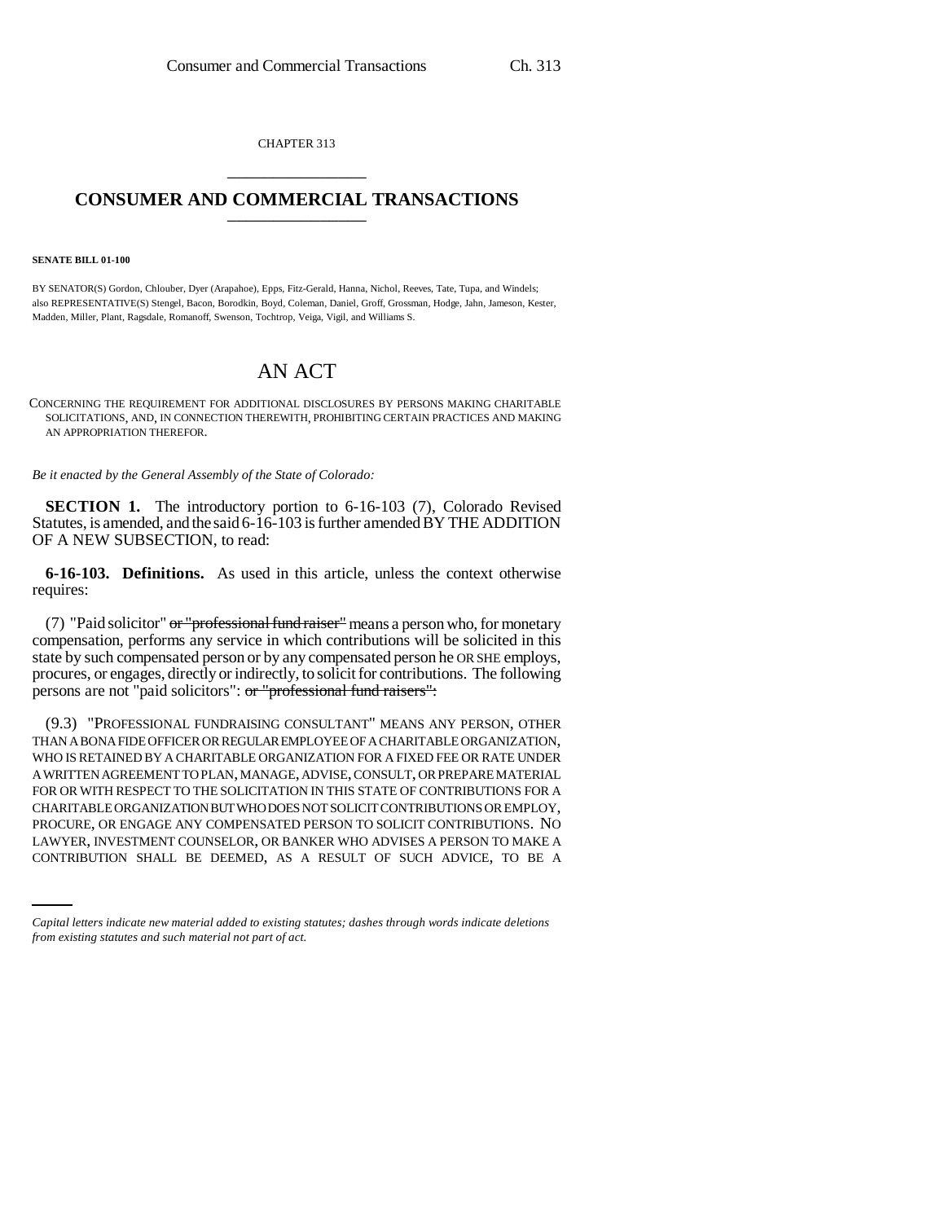CHAPTER 313

# CONSUMER AND COMMERCIAL TRANSACTIONS

**SENATE BILL 01-100**

BY SENATOR(S) Gordon, Chlouber, Dyer (Arapahoe), Epps, Fitz-Gerald, Hanna, Nichol, Reeves, Tate, Tupa, and Windels; also REPRESENTATIVE(S) Stengel, Bacon, Borodkin, Boyd, Coleman, Daniel, Groff, Grossman, Hodge, Jahn, Jameson, Kester, Madden, Miller, Plant, Ragsdale, Romanoff, Swenson, Tochtrop, Veiga, Vigil, and Williams S.

## AN ACT

CONCERNING THE REQUIREMENT FOR ADDITIONAL DISCLOSURES BY PERSONS MAKING CHARITABLE SOLICITATIONS, AND, IN CONNECTION THEREWITH, PROHIBITING CERTAIN PRACTICES AND MAKING AN APPROPRIATION THEREFOR.

*Be it enacted by the General Assembly of the State of Colorado:*

**SECTION 1.** The introductory portion to 6-16-103 (7), Colorado Revised Statutes, is amended, and the said 6-16-103 is further amended BY THE ADDITION OF A NEW SUBSECTION, to read:

**6-16-103. Definitions.** As used in this article, unless the context otherwise requires:

(7) "Paid solicitor" ~~or "professional fund raiser"~~ means a person who, for monetary compensation, performs any service in which contributions will be solicited in this state by such compensated person or by any compensated person he OR SHE employs, procures, or engages, directly or indirectly, to solicit for contributions. The following persons are not "paid solicitors": ~~or "professional fund raisers":~~

(9.3) "PROFESSIONAL FUNDRAISING CONSULTANT" MEANS ANY PERSON, OTHER THAN A BONA FIDE OFFICER OR REGULAR EMPLOYEE OF A CHARITABLE ORGANIZATION, WHO IS RETAINED BY A CHARITABLE ORGANIZATION FOR A FIXED FEE OR RATE UNDER A WRITTEN AGREEMENT TO PLAN, MANAGE, ADVISE, CONSULT, OR PREPARE MATERIAL FOR OR WITH RESPECT TO THE SOLICITATION IN THIS STATE OF CONTRIBUTIONS FOR A CHARITABLE ORGANIZATION BUT WHO DOES NOT SOLICIT CONTRIBUTIONS OR EMPLOY, PROCURE, OR ENGAGE ANY COMPENSATED PERSON TO SOLICIT CONTRIBUTIONS. NO LAWYER, INVESTMENT COUNSELOR, OR BANKER WHO ADVISES A PERSON TO MAKE A CONTRIBUTION SHALL BE DEEMED, AS A RESULT OF SUCH ADVICE, TO BE A

*Capital letters indicate new material added to existing statutes; dashes through words indicate deletions from existing statutes and such material not part of act.*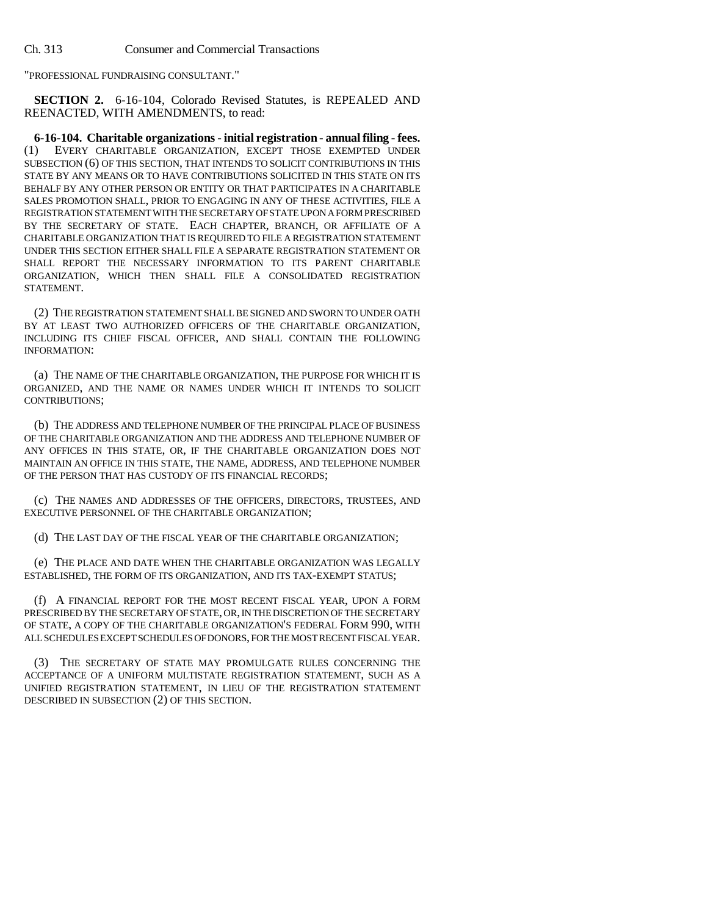"PROFESSIONAL FUNDRAISING CONSULTANT."

**SECTION 2.** 6-16-104, Colorado Revised Statutes, is REPEALED AND REENACTED, WITH AMENDMENTS, to read:

**6-16-104. Charitable organizations - initial registration - annual filing - fees.** (1) EVERY CHARITABLE ORGANIZATION, EXCEPT THOSE EXEMPTED UNDER SUBSECTION (6) OF THIS SECTION, THAT INTENDS TO SOLICIT CONTRIBUTIONS IN THIS STATE BY ANY MEANS OR TO HAVE CONTRIBUTIONS SOLICITED IN THIS STATE ON ITS BEHALF BY ANY OTHER PERSON OR ENTITY OR THAT PARTICIPATES IN A CHARITABLE SALES PROMOTION SHALL, PRIOR TO ENGAGING IN ANY OF THESE ACTIVITIES, FILE A REGISTRATION STATEMENT WITH THE SECRETARY OF STATE UPON A FORM PRESCRIBED BY THE SECRETARY OF STATE. EACH CHAPTER, BRANCH, OR AFFILIATE OF A CHARITABLE ORGANIZATION THAT IS REQUIRED TO FILE A REGISTRATION STATEMENT UNDER THIS SECTION EITHER SHALL FILE A SEPARATE REGISTRATION STATEMENT OR SHALL REPORT THE NECESSARY INFORMATION TO ITS PARENT CHARITABLE ORGANIZATION, WHICH THEN SHALL FILE A CONSOLIDATED REGISTRATION STATEMENT.

(2) THE REGISTRATION STATEMENT SHALL BE SIGNED AND SWORN TO UNDER OATH BY AT LEAST TWO AUTHORIZED OFFICERS OF THE CHARITABLE ORGANIZATION, INCLUDING ITS CHIEF FISCAL OFFICER, AND SHALL CONTAIN THE FOLLOWING INFORMATION:

(a) THE NAME OF THE CHARITABLE ORGANIZATION, THE PURPOSE FOR WHICH IT IS ORGANIZED, AND THE NAME OR NAMES UNDER WHICH IT INTENDS TO SOLICIT CONTRIBUTIONS;

(b) THE ADDRESS AND TELEPHONE NUMBER OF THE PRINCIPAL PLACE OF BUSINESS OF THE CHARITABLE ORGANIZATION AND THE ADDRESS AND TELEPHONE NUMBER OF ANY OFFICES IN THIS STATE, OR, IF THE CHARITABLE ORGANIZATION DOES NOT MAINTAIN AN OFFICE IN THIS STATE, THE NAME, ADDRESS, AND TELEPHONE NUMBER OF THE PERSON THAT HAS CUSTODY OF ITS FINANCIAL RECORDS;

(c) THE NAMES AND ADDRESSES OF THE OFFICERS, DIRECTORS, TRUSTEES, AND EXECUTIVE PERSONNEL OF THE CHARITABLE ORGANIZATION;

(d) THE LAST DAY OF THE FISCAL YEAR OF THE CHARITABLE ORGANIZATION;

(e) THE PLACE AND DATE WHEN THE CHARITABLE ORGANIZATION WAS LEGALLY ESTABLISHED, THE FORM OF ITS ORGANIZATION, AND ITS TAX-EXEMPT STATUS;

(f) A FINANCIAL REPORT FOR THE MOST RECENT FISCAL YEAR, UPON A FORM PRESCRIBED BY THE SECRETARY OF STATE, OR, IN THE DISCRETION OF THE SECRETARY OF STATE, A COPY OF THE CHARITABLE ORGANIZATION'S FEDERAL FORM 990, WITH ALL SCHEDULES EXCEPT SCHEDULES OF DONORS, FOR THE MOST RECENT FISCAL YEAR.

(3) THE SECRETARY OF STATE MAY PROMULGATE RULES CONCERNING THE ACCEPTANCE OF A UNIFORM MULTISTATE REGISTRATION STATEMENT, SUCH AS A UNIFIED REGISTRATION STATEMENT, IN LIEU OF THE REGISTRATION STATEMENT DESCRIBED IN SUBSECTION (2) OF THIS SECTION.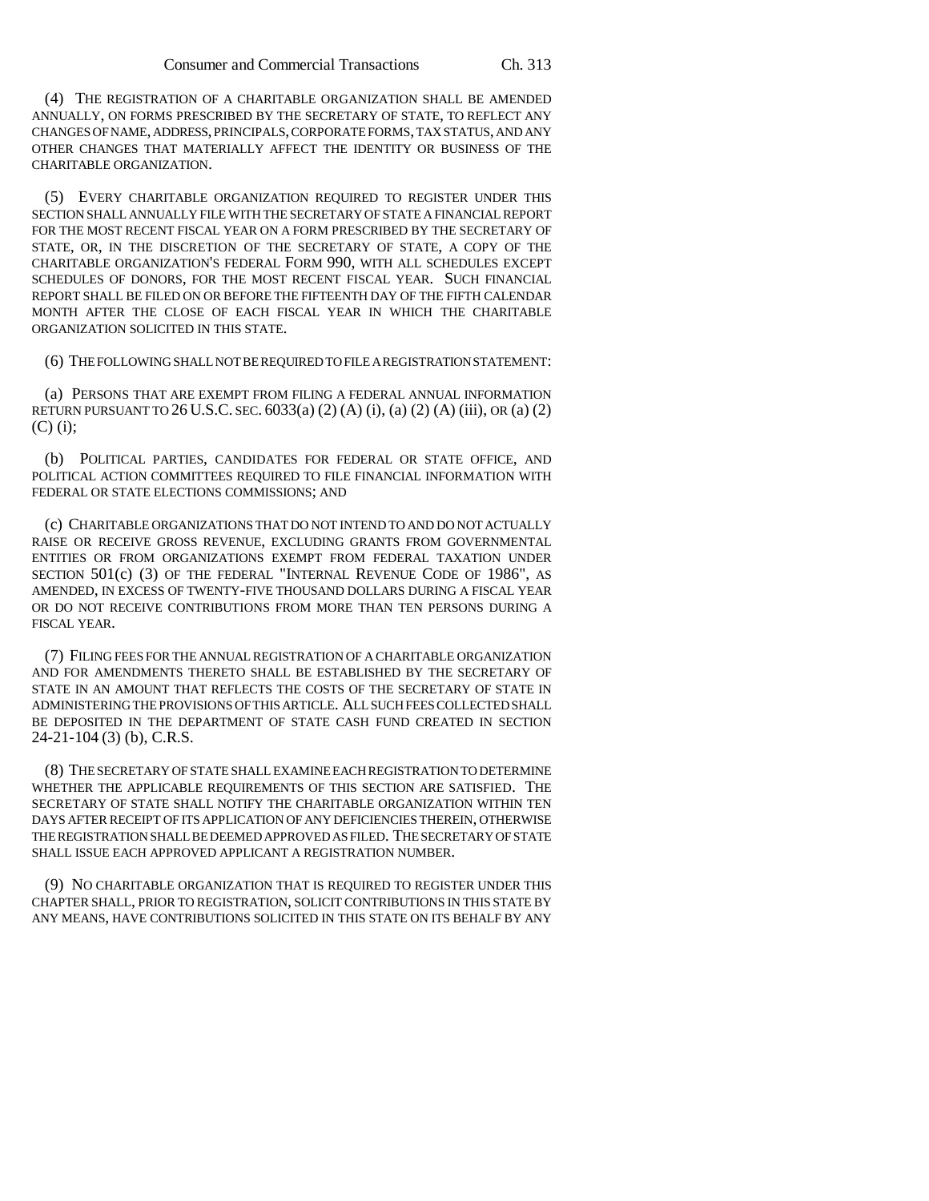(4) THE REGISTRATION OF A CHARITABLE ORGANIZATION SHALL BE AMENDED ANNUALLY, ON FORMS PRESCRIBED BY THE SECRETARY OF STATE, TO REFLECT ANY CHANGES OF NAME, ADDRESS, PRINCIPALS, CORPORATE FORMS, TAX STATUS, AND ANY OTHER CHANGES THAT MATERIALLY AFFECT THE IDENTITY OR BUSINESS OF THE CHARITABLE ORGANIZATION.

(5) EVERY CHARITABLE ORGANIZATION REQUIRED TO REGISTER UNDER THIS SECTION SHALL ANNUALLY FILE WITH THE SECRETARY OF STATE A FINANCIAL REPORT FOR THE MOST RECENT FISCAL YEAR ON A FORM PRESCRIBED BY THE SECRETARY OF STATE, OR, IN THE DISCRETION OF THE SECRETARY OF STATE, A COPY OF THE CHARITABLE ORGANIZATION'S FEDERAL FORM 990, WITH ALL SCHEDULES EXCEPT SCHEDULES OF DONORS, FOR THE MOST RECENT FISCAL YEAR. SUCH FINANCIAL REPORT SHALL BE FILED ON OR BEFORE THE FIFTEENTH DAY OF THE FIFTH CALENDAR MONTH AFTER THE CLOSE OF EACH FISCAL YEAR IN WHICH THE CHARITABLE ORGANIZATION SOLICITED IN THIS STATE.

(6) THE FOLLOWING SHALL NOT BE REQUIRED TO FILE A REGISTRATION STATEMENT:

(a) PERSONS THAT ARE EXEMPT FROM FILING A FEDERAL ANNUAL INFORMATION RETURN PURSUANT TO 26 U.S.C. SEC. 6033(a) (2) (A) (i), (a) (2) (A) (iii), OR (a) (2) (C) (i);

(b) POLITICAL PARTIES, CANDIDATES FOR FEDERAL OR STATE OFFICE, AND POLITICAL ACTION COMMITTEES REQUIRED TO FILE FINANCIAL INFORMATION WITH FEDERAL OR STATE ELECTIONS COMMISSIONS; AND

(c) CHARITABLE ORGANIZATIONS THAT DO NOT INTEND TO AND DO NOT ACTUALLY RAISE OR RECEIVE GROSS REVENUE, EXCLUDING GRANTS FROM GOVERNMENTAL ENTITIES OR FROM ORGANIZATIONS EXEMPT FROM FEDERAL TAXATION UNDER SECTION 501(c) (3) OF THE FEDERAL "INTERNAL REVENUE CODE OF 1986", AS AMENDED, IN EXCESS OF TWENTY-FIVE THOUSAND DOLLARS DURING A FISCAL YEAR OR DO NOT RECEIVE CONTRIBUTIONS FROM MORE THAN TEN PERSONS DURING A FISCAL YEAR.

(7) FILING FEES FOR THE ANNUAL REGISTRATION OF A CHARITABLE ORGANIZATION AND FOR AMENDMENTS THERETO SHALL BE ESTABLISHED BY THE SECRETARY OF STATE IN AN AMOUNT THAT REFLECTS THE COSTS OF THE SECRETARY OF STATE IN ADMINISTERING THE PROVISIONS OF THIS ARTICLE. ALL SUCH FEES COLLECTED SHALL BE DEPOSITED IN THE DEPARTMENT OF STATE CASH FUND CREATED IN SECTION 24-21-104 (3) (b), C.R.S.

(8) THE SECRETARY OF STATE SHALL EXAMINE EACH REGISTRATION TO DETERMINE WHETHER THE APPLICABLE REQUIREMENTS OF THIS SECTION ARE SATISFIED. THE SECRETARY OF STATE SHALL NOTIFY THE CHARITABLE ORGANIZATION WITHIN TEN DAYS AFTER RECEIPT OF ITS APPLICATION OF ANY DEFICIENCIES THEREIN, OTHERWISE THE REGISTRATION SHALL BE DEEMED APPROVED AS FILED. THE SECRETARY OF STATE SHALL ISSUE EACH APPROVED APPLICANT A REGISTRATION NUMBER.

(9) NO CHARITABLE ORGANIZATION THAT IS REQUIRED TO REGISTER UNDER THIS CHAPTER SHALL, PRIOR TO REGISTRATION, SOLICIT CONTRIBUTIONS IN THIS STATE BY ANY MEANS, HAVE CONTRIBUTIONS SOLICITED IN THIS STATE ON ITS BEHALF BY ANY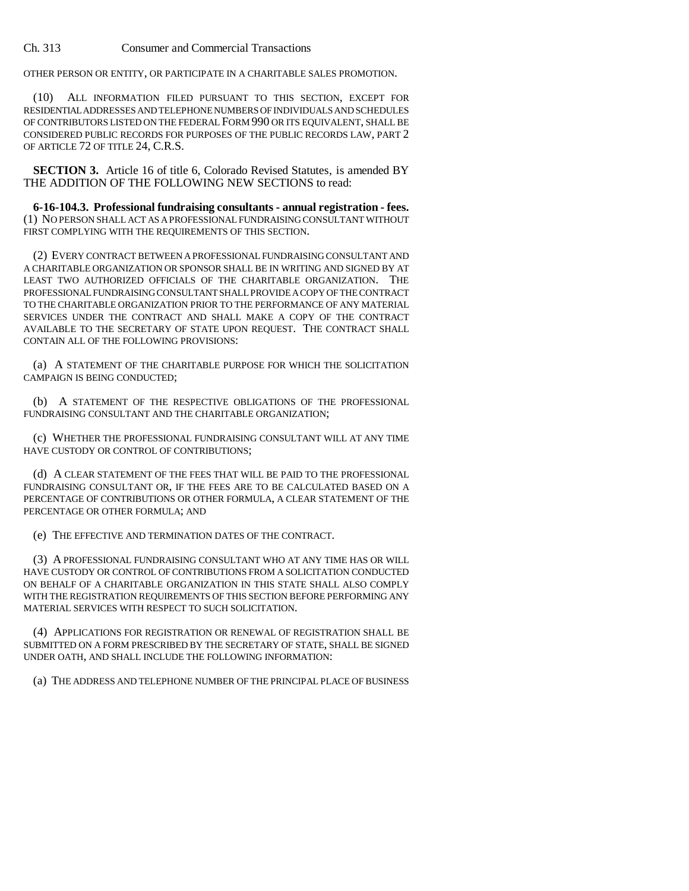OTHER PERSON OR ENTITY, OR PARTICIPATE IN A CHARITABLE SALES PROMOTION.

(10) ALL INFORMATION FILED PURSUANT TO THIS SECTION, EXCEPT FOR RESIDENTIAL ADDRESSES AND TELEPHONE NUMBERS OF INDIVIDUALS AND SCHEDULES OF CONTRIBUTORS LISTED ON THE FEDERAL FORM 990 OR ITS EQUIVALENT, SHALL BE CONSIDERED PUBLIC RECORDS FOR PURPOSES OF THE PUBLIC RECORDS LAW, PART 2 OF ARTICLE 72 OF TITLE 24, C.R.S.

**SECTION 3.** Article 16 of title 6, Colorado Revised Statutes, is amended BY THE ADDITION OF THE FOLLOWING NEW SECTIONS to read:

**6-16-104.3. Professional fundraising consultants - annual registration - fees.** (1) NO PERSON SHALL ACT AS A PROFESSIONAL FUNDRAISING CONSULTANT WITHOUT FIRST COMPLYING WITH THE REQUIREMENTS OF THIS SECTION.

(2) EVERY CONTRACT BETWEEN A PROFESSIONAL FUNDRAISING CONSULTANT AND A CHARITABLE ORGANIZATION OR SPONSOR SHALL BE IN WRITING AND SIGNED BY AT LEAST TWO AUTHORIZED OFFICIALS OF THE CHARITABLE ORGANIZATION. THE PROFESSIONAL FUNDRAISING CONSULTANT SHALL PROVIDE A COPY OF THE CONTRACT TO THE CHARITABLE ORGANIZATION PRIOR TO THE PERFORMANCE OF ANY MATERIAL SERVICES UNDER THE CONTRACT AND SHALL MAKE A COPY OF THE CONTRACT AVAILABLE TO THE SECRETARY OF STATE UPON REQUEST. THE CONTRACT SHALL CONTAIN ALL OF THE FOLLOWING PROVISIONS:

(a) A STATEMENT OF THE CHARITABLE PURPOSE FOR WHICH THE SOLICITATION CAMPAIGN IS BEING CONDUCTED;

(b) A STATEMENT OF THE RESPECTIVE OBLIGATIONS OF THE PROFESSIONAL FUNDRAISING CONSULTANT AND THE CHARITABLE ORGANIZATION;

(c) WHETHER THE PROFESSIONAL FUNDRAISING CONSULTANT WILL AT ANY TIME HAVE CUSTODY OR CONTROL OF CONTRIBUTIONS;

(d) A CLEAR STATEMENT OF THE FEES THAT WILL BE PAID TO THE PROFESSIONAL FUNDRAISING CONSULTANT OR, IF THE FEES ARE TO BE CALCULATED BASED ON A PERCENTAGE OF CONTRIBUTIONS OR OTHER FORMULA, A CLEAR STATEMENT OF THE PERCENTAGE OR OTHER FORMULA; AND

(e) THE EFFECTIVE AND TERMINATION DATES OF THE CONTRACT.

(3) A PROFESSIONAL FUNDRAISING CONSULTANT WHO AT ANY TIME HAS OR WILL HAVE CUSTODY OR CONTROL OF CONTRIBUTIONS FROM A SOLICITATION CONDUCTED ON BEHALF OF A CHARITABLE ORGANIZATION IN THIS STATE SHALL ALSO COMPLY WITH THE REGISTRATION REQUIREMENTS OF THIS SECTION BEFORE PERFORMING ANY MATERIAL SERVICES WITH RESPECT TO SUCH SOLICITATION.

(4) APPLICATIONS FOR REGISTRATION OR RENEWAL OF REGISTRATION SHALL BE SUBMITTED ON A FORM PRESCRIBED BY THE SECRETARY OF STATE, SHALL BE SIGNED UNDER OATH, AND SHALL INCLUDE THE FOLLOWING INFORMATION:

(a) THE ADDRESS AND TELEPHONE NUMBER OF THE PRINCIPAL PLACE OF BUSINESS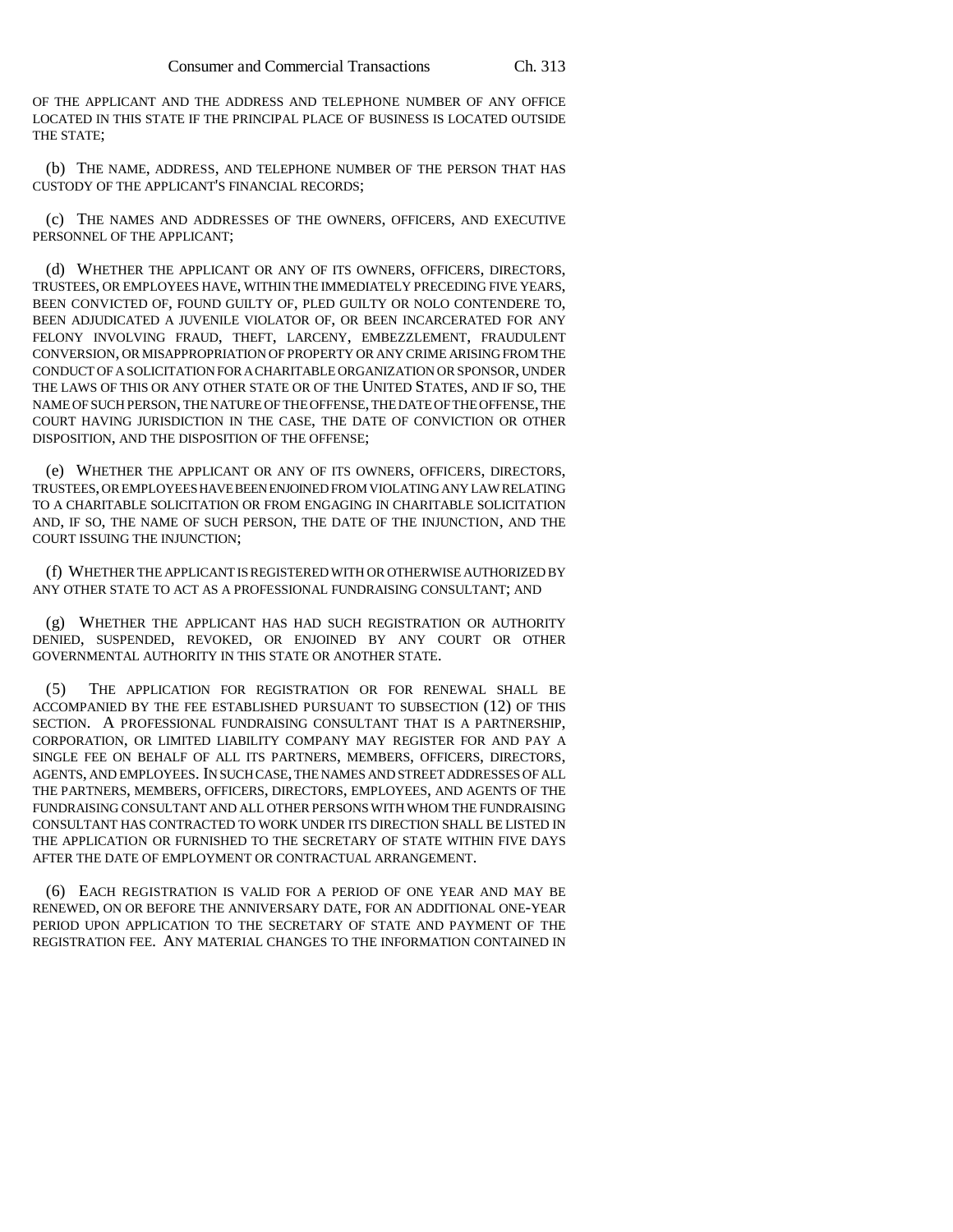OF THE APPLICANT AND THE ADDRESS AND TELEPHONE NUMBER OF ANY OFFICE LOCATED IN THIS STATE IF THE PRINCIPAL PLACE OF BUSINESS IS LOCATED OUTSIDE THE STATE;

(b) THE NAME, ADDRESS, AND TELEPHONE NUMBER OF THE PERSON THAT HAS CUSTODY OF THE APPLICANT'S FINANCIAL RECORDS;

(c) THE NAMES AND ADDRESSES OF THE OWNERS, OFFICERS, AND EXECUTIVE PERSONNEL OF THE APPLICANT;

(d) WHETHER THE APPLICANT OR ANY OF ITS OWNERS, OFFICERS, DIRECTORS, TRUSTEES, OR EMPLOYEES HAVE, WITHIN THE IMMEDIATELY PRECEDING FIVE YEARS, BEEN CONVICTED OF, FOUND GUILTY OF, PLED GUILTY OR NOLO CONTENDERE TO, BEEN ADJUDICATED A JUVENILE VIOLATOR OF, OR BEEN INCARCERATED FOR ANY FELONY INVOLVING FRAUD, THEFT, LARCENY, EMBEZZLEMENT, FRAUDULENT CONVERSION, OR MISAPPROPRIATION OF PROPERTY OR ANY CRIME ARISING FROM THE CONDUCT OF A SOLICITATION FOR A CHARITABLE ORGANIZATION OR SPONSOR, UNDER THE LAWS OF THIS OR ANY OTHER STATE OR OF THE UNITED STATES, AND IF SO, THE NAME OF SUCH PERSON, THE NATURE OF THE OFFENSE, THE DATE OF THE OFFENSE, THE COURT HAVING JURISDICTION IN THE CASE, THE DATE OF CONVICTION OR OTHER DISPOSITION, AND THE DISPOSITION OF THE OFFENSE;

(e) WHETHER THE APPLICANT OR ANY OF ITS OWNERS, OFFICERS, DIRECTORS, TRUSTEES, OR EMPLOYEES HAVE BEEN ENJOINED FROM VIOLATING ANY LAW RELATING TO A CHARITABLE SOLICITATION OR FROM ENGAGING IN CHARITABLE SOLICITATION AND, IF SO, THE NAME OF SUCH PERSON, THE DATE OF THE INJUNCTION, AND THE COURT ISSUING THE INJUNCTION;

(f) WHETHER THE APPLICANT IS REGISTERED WITH OR OTHERWISE AUTHORIZED BY ANY OTHER STATE TO ACT AS A PROFESSIONAL FUNDRAISING CONSULTANT; AND

(g) WHETHER THE APPLICANT HAS HAD SUCH REGISTRATION OR AUTHORITY DENIED, SUSPENDED, REVOKED, OR ENJOINED BY ANY COURT OR OTHER GOVERNMENTAL AUTHORITY IN THIS STATE OR ANOTHER STATE.

(5) THE APPLICATION FOR REGISTRATION OR FOR RENEWAL SHALL BE ACCOMPANIED BY THE FEE ESTABLISHED PURSUANT TO SUBSECTION (12) OF THIS SECTION. A PROFESSIONAL FUNDRAISING CONSULTANT THAT IS A PARTNERSHIP, CORPORATION, OR LIMITED LIABILITY COMPANY MAY REGISTER FOR AND PAY A SINGLE FEE ON BEHALF OF ALL ITS PARTNERS, MEMBERS, OFFICERS, DIRECTORS, AGENTS, AND EMPLOYEES. IN SUCH CASE, THE NAMES AND STREET ADDRESSES OF ALL THE PARTNERS, MEMBERS, OFFICERS, DIRECTORS, EMPLOYEES, AND AGENTS OF THE FUNDRAISING CONSULTANT AND ALL OTHER PERSONS WITH WHOM THE FUNDRAISING CONSULTANT HAS CONTRACTED TO WORK UNDER ITS DIRECTION SHALL BE LISTED IN THE APPLICATION OR FURNISHED TO THE SECRETARY OF STATE WITHIN FIVE DAYS AFTER THE DATE OF EMPLOYMENT OR CONTRACTUAL ARRANGEMENT.

(6) EACH REGISTRATION IS VALID FOR A PERIOD OF ONE YEAR AND MAY BE RENEWED, ON OR BEFORE THE ANNIVERSARY DATE, FOR AN ADDITIONAL ONE-YEAR PERIOD UPON APPLICATION TO THE SECRETARY OF STATE AND PAYMENT OF THE REGISTRATION FEE. ANY MATERIAL CHANGES TO THE INFORMATION CONTAINED IN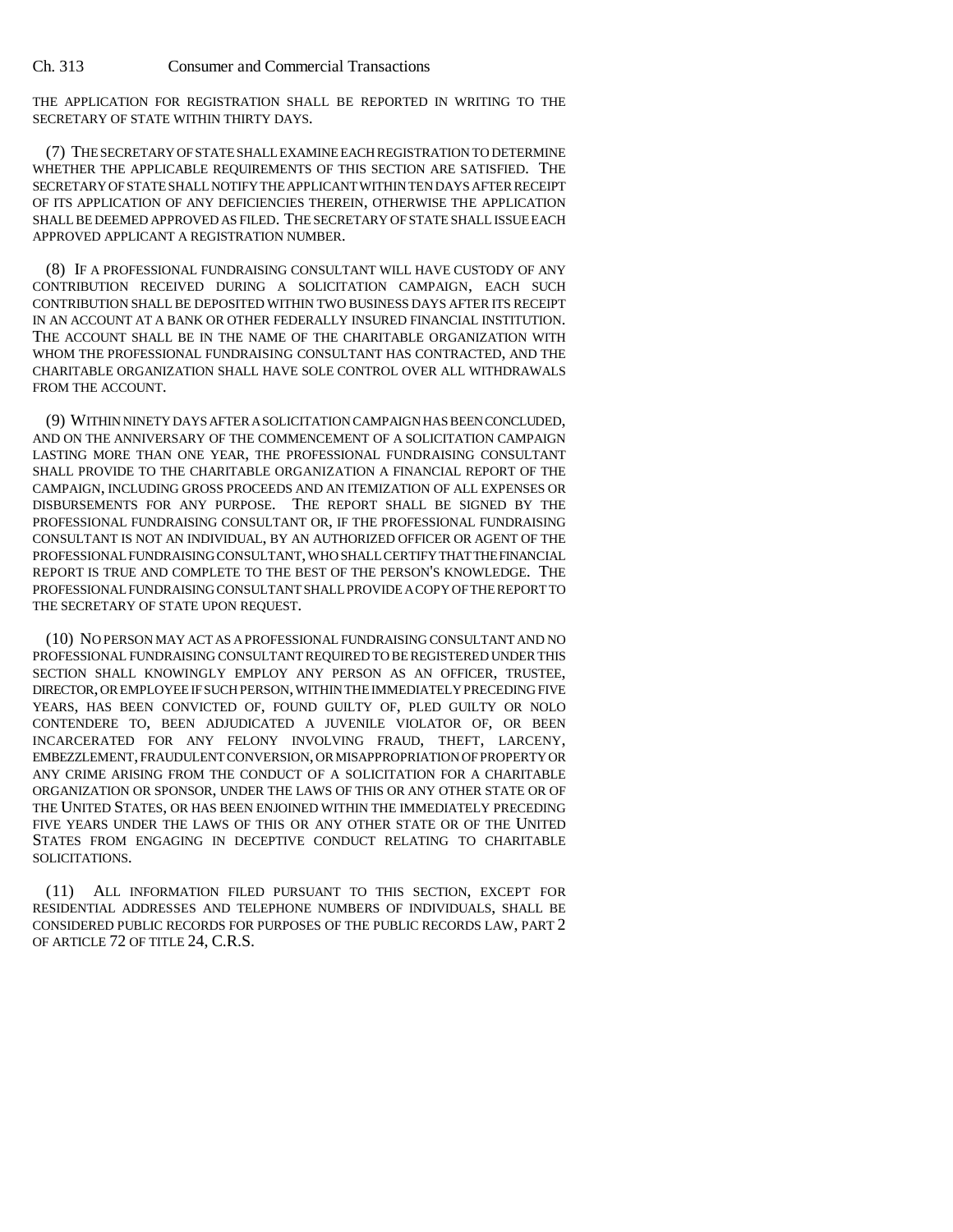THE APPLICATION FOR REGISTRATION SHALL BE REPORTED IN WRITING TO THE SECRETARY OF STATE WITHIN THIRTY DAYS.

(7) THE SECRETARY OF STATE SHALL EXAMINE EACH REGISTRATION TO DETERMINE WHETHER THE APPLICABLE REQUIREMENTS OF THIS SECTION ARE SATISFIED. THE SECRETARY OF STATE SHALL NOTIFY THE APPLICANT WITHIN TEN DAYS AFTER RECEIPT OF ITS APPLICATION OF ANY DEFICIENCIES THEREIN, OTHERWISE THE APPLICATION SHALL BE DEEMED APPROVED AS FILED. THE SECRETARY OF STATE SHALL ISSUE EACH APPROVED APPLICANT A REGISTRATION NUMBER.

(8) IF A PROFESSIONAL FUNDRAISING CONSULTANT WILL HAVE CUSTODY OF ANY CONTRIBUTION RECEIVED DURING A SOLICITATION CAMPAIGN, EACH SUCH CONTRIBUTION SHALL BE DEPOSITED WITHIN TWO BUSINESS DAYS AFTER ITS RECEIPT IN AN ACCOUNT AT A BANK OR OTHER FEDERALLY INSURED FINANCIAL INSTITUTION. THE ACCOUNT SHALL BE IN THE NAME OF THE CHARITABLE ORGANIZATION WITH WHOM THE PROFESSIONAL FUNDRAISING CONSULTANT HAS CONTRACTED, AND THE CHARITABLE ORGANIZATION SHALL HAVE SOLE CONTROL OVER ALL WITHDRAWALS FROM THE ACCOUNT.

(9) WITHIN NINETY DAYS AFTER A SOLICITATION CAMPAIGN HAS BEEN CONCLUDED, AND ON THE ANNIVERSARY OF THE COMMENCEMENT OF A SOLICITATION CAMPAIGN LASTING MORE THAN ONE YEAR, THE PROFESSIONAL FUNDRAISING CONSULTANT SHALL PROVIDE TO THE CHARITABLE ORGANIZATION A FINANCIAL REPORT OF THE CAMPAIGN, INCLUDING GROSS PROCEEDS AND AN ITEMIZATION OF ALL EXPENSES OR DISBURSEMENTS FOR ANY PURPOSE. THE REPORT SHALL BE SIGNED BY THE PROFESSIONAL FUNDRAISING CONSULTANT OR, IF THE PROFESSIONAL FUNDRAISING CONSULTANT IS NOT AN INDIVIDUAL, BY AN AUTHORIZED OFFICER OR AGENT OF THE PROFESSIONAL FUNDRAISING CONSULTANT, WHO SHALL CERTIFY THAT THE FINANCIAL REPORT IS TRUE AND COMPLETE TO THE BEST OF THE PERSON'S KNOWLEDGE. THE PROFESSIONAL FUNDRAISING CONSULTANT SHALL PROVIDE A COPY OF THE REPORT TO THE SECRETARY OF STATE UPON REQUEST.

(10) NO PERSON MAY ACT AS A PROFESSIONAL FUNDRAISING CONSULTANT AND NO PROFESSIONAL FUNDRAISING CONSULTANT REQUIRED TO BE REGISTERED UNDER THIS SECTION SHALL KNOWINGLY EMPLOY ANY PERSON AS AN OFFICER, TRUSTEE, DIRECTOR, OR EMPLOYEE IF SUCH PERSON, WITHIN THE IMMEDIATELY PRECEDING FIVE YEARS, HAS BEEN CONVICTED OF, FOUND GUILTY OF, PLED GUILTY OR NOLO CONTENDERE TO, BEEN ADJUDICATED A JUVENILE VIOLATOR OF, OR BEEN INCARCERATED FOR ANY FELONY INVOLVING FRAUD, THEFT, LARCENY, EMBEZZLEMENT, FRAUDULENT CONVERSION, OR MISAPPROPRIATION OF PROPERTY OR ANY CRIME ARISING FROM THE CONDUCT OF A SOLICITATION FOR A CHARITABLE ORGANIZATION OR SPONSOR, UNDER THE LAWS OF THIS OR ANY OTHER STATE OR OF THE UNITED STATES, OR HAS BEEN ENJOINED WITHIN THE IMMEDIATELY PRECEDING FIVE YEARS UNDER THE LAWS OF THIS OR ANY OTHER STATE OR OF THE UNITED STATES FROM ENGAGING IN DECEPTIVE CONDUCT RELATING TO CHARITABLE SOLICITATIONS.

(11) ALL INFORMATION FILED PURSUANT TO THIS SECTION, EXCEPT FOR RESIDENTIAL ADDRESSES AND TELEPHONE NUMBERS OF INDIVIDUALS, SHALL BE CONSIDERED PUBLIC RECORDS FOR PURPOSES OF THE PUBLIC RECORDS LAW, PART 2 OF ARTICLE 72 OF TITLE 24, C.R.S.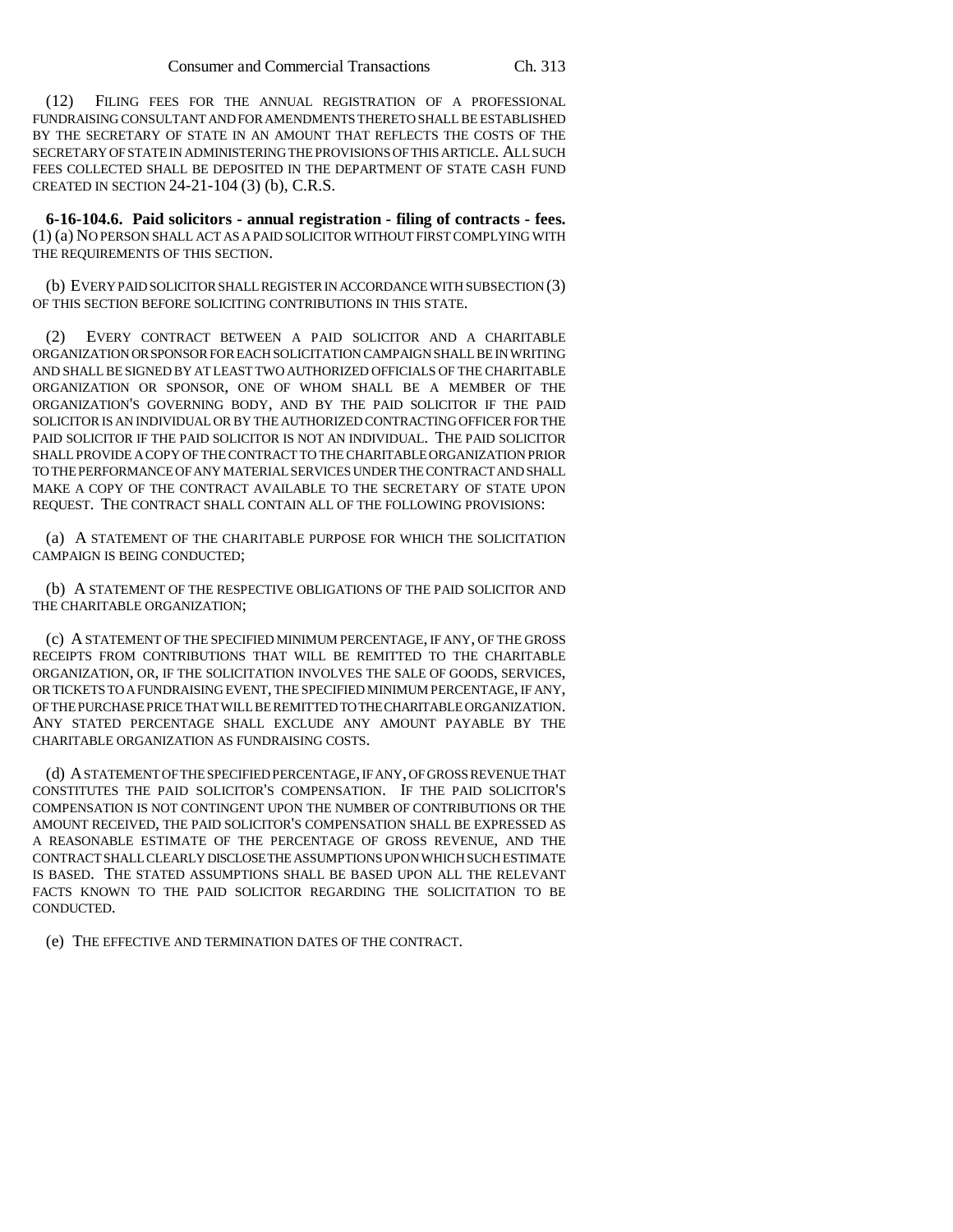(12) FILING FEES FOR THE ANNUAL REGISTRATION OF A PROFESSIONAL FUNDRAISING CONSULTANT AND FOR AMENDMENTS THERETO SHALL BE ESTABLISHED BY THE SECRETARY OF STATE IN AN AMOUNT THAT REFLECTS THE COSTS OF THE SECRETARY OF STATE IN ADMINISTERING THE PROVISIONS OF THIS ARTICLE. ALL SUCH FEES COLLECTED SHALL BE DEPOSITED IN THE DEPARTMENT OF STATE CASH FUND CREATED IN SECTION 24-21-104 (3) (b), C.R.S.

**6-16-104.6. Paid solicitors - annual registration - filing of contracts - fees.** (1) (a) NO PERSON SHALL ACT AS A PAID SOLICITOR WITHOUT FIRST COMPLYING WITH THE REQUIREMENTS OF THIS SECTION.

(b) EVERY PAID SOLICITOR SHALL REGISTER IN ACCORDANCE WITH SUBSECTION (3) OF THIS SECTION BEFORE SOLICITING CONTRIBUTIONS IN THIS STATE.

(2) EVERY CONTRACT BETWEEN A PAID SOLICITOR AND A CHARITABLE ORGANIZATION OR SPONSOR FOR EACH SOLICITATION CAMPAIGN SHALL BE IN WRITING AND SHALL BE SIGNED BY AT LEAST TWO AUTHORIZED OFFICIALS OF THE CHARITABLE ORGANIZATION OR SPONSOR, ONE OF WHOM SHALL BE A MEMBER OF THE ORGANIZATION'S GOVERNING BODY, AND BY THE PAID SOLICITOR IF THE PAID SOLICITOR IS AN INDIVIDUAL OR BY THE AUTHORIZED CONTRACTING OFFICER FOR THE PAID SOLICITOR IF THE PAID SOLICITOR IS NOT AN INDIVIDUAL. THE PAID SOLICITOR SHALL PROVIDE A COPY OF THE CONTRACT TO THE CHARITABLE ORGANIZATION PRIOR TO THE PERFORMANCE OF ANY MATERIAL SERVICES UNDER THE CONTRACT AND SHALL MAKE A COPY OF THE CONTRACT AVAILABLE TO THE SECRETARY OF STATE UPON REQUEST. THE CONTRACT SHALL CONTAIN ALL OF THE FOLLOWING PROVISIONS:

(a) A STATEMENT OF THE CHARITABLE PURPOSE FOR WHICH THE SOLICITATION CAMPAIGN IS BEING CONDUCTED;

(b) A STATEMENT OF THE RESPECTIVE OBLIGATIONS OF THE PAID SOLICITOR AND THE CHARITABLE ORGANIZATION;

(c) A STATEMENT OF THE SPECIFIED MINIMUM PERCENTAGE, IF ANY, OF THE GROSS RECEIPTS FROM CONTRIBUTIONS THAT WILL BE REMITTED TO THE CHARITABLE ORGANIZATION, OR, IF THE SOLICITATION INVOLVES THE SALE OF GOODS, SERVICES, OR TICKETS TO A FUNDRAISING EVENT, THE SPECIFIED MINIMUM PERCENTAGE, IF ANY, OF THE PURCHASE PRICE THAT WILL BE REMITTED TO THE CHARITABLE ORGANIZATION. ANY STATED PERCENTAGE SHALL EXCLUDE ANY AMOUNT PAYABLE BY THE CHARITABLE ORGANIZATION AS FUNDRAISING COSTS.

(d) A STATEMENT OF THE SPECIFIED PERCENTAGE, IF ANY, OF GROSS REVENUE THAT CONSTITUTES THE PAID SOLICITOR'S COMPENSATION. IF THE PAID SOLICITOR'S COMPENSATION IS NOT CONTINGENT UPON THE NUMBER OF CONTRIBUTIONS OR THE AMOUNT RECEIVED, THE PAID SOLICITOR'S COMPENSATION SHALL BE EXPRESSED AS A REASONABLE ESTIMATE OF THE PERCENTAGE OF GROSS REVENUE, AND THE CONTRACT SHALL CLEARLY DISCLOSE THE ASSUMPTIONS UPON WHICH SUCH ESTIMATE IS BASED. THE STATED ASSUMPTIONS SHALL BE BASED UPON ALL THE RELEVANT FACTS KNOWN TO THE PAID SOLICITOR REGARDING THE SOLICITATION TO BE CONDUCTED.

(e) THE EFFECTIVE AND TERMINATION DATES OF THE CONTRACT.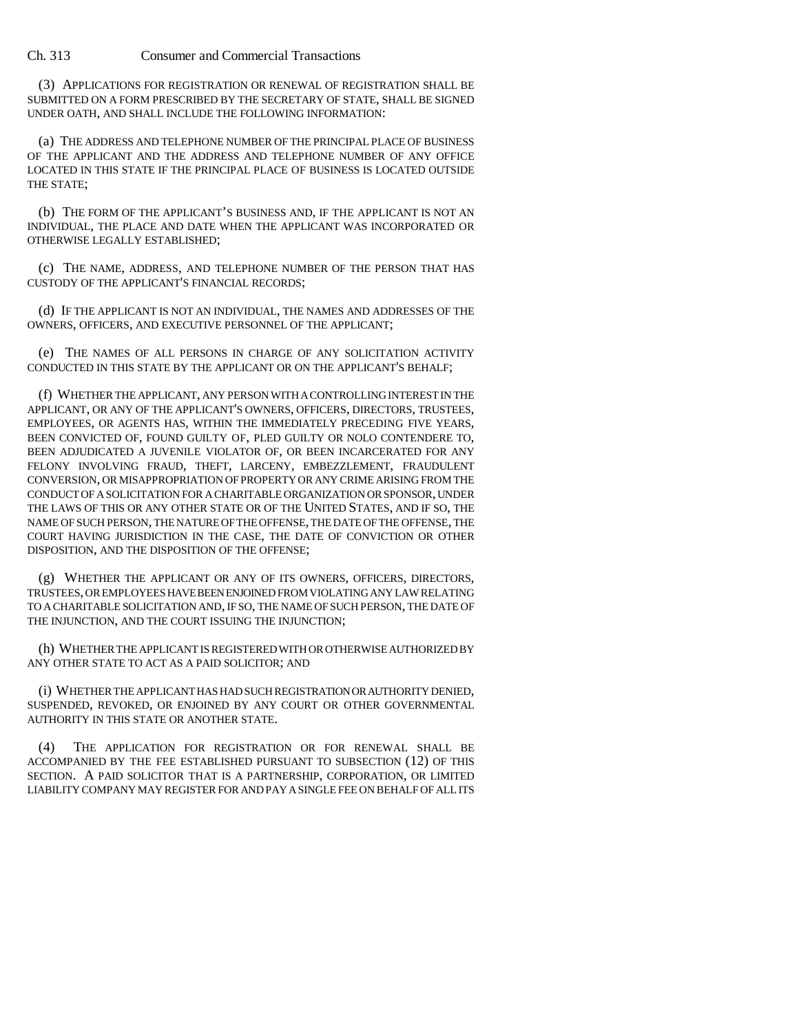(3) APPLICATIONS FOR REGISTRATION OR RENEWAL OF REGISTRATION SHALL BE SUBMITTED ON A FORM PRESCRIBED BY THE SECRETARY OF STATE, SHALL BE SIGNED UNDER OATH, AND SHALL INCLUDE THE FOLLOWING INFORMATION:

(a) THE ADDRESS AND TELEPHONE NUMBER OF THE PRINCIPAL PLACE OF BUSINESS OF THE APPLICANT AND THE ADDRESS AND TELEPHONE NUMBER OF ANY OFFICE LOCATED IN THIS STATE IF THE PRINCIPAL PLACE OF BUSINESS IS LOCATED OUTSIDE THE STATE;

(b) THE FORM OF THE APPLICANT'S BUSINESS AND, IF THE APPLICANT IS NOT AN INDIVIDUAL, THE PLACE AND DATE WHEN THE APPLICANT WAS INCORPORATED OR OTHERWISE LEGALLY ESTABLISHED;

(c) THE NAME, ADDRESS, AND TELEPHONE NUMBER OF THE PERSON THAT HAS CUSTODY OF THE APPLICANT'S FINANCIAL RECORDS;

(d) IF THE APPLICANT IS NOT AN INDIVIDUAL, THE NAMES AND ADDRESSES OF THE OWNERS, OFFICERS, AND EXECUTIVE PERSONNEL OF THE APPLICANT;

(e) THE NAMES OF ALL PERSONS IN CHARGE OF ANY SOLICITATION ACTIVITY CONDUCTED IN THIS STATE BY THE APPLICANT OR ON THE APPLICANT'S BEHALF;

(f) WHETHER THE APPLICANT, ANY PERSON WITH A CONTROLLING INTEREST IN THE APPLICANT, OR ANY OF THE APPLICANT'S OWNERS, OFFICERS, DIRECTORS, TRUSTEES, EMPLOYEES, OR AGENTS HAS, WITHIN THE IMMEDIATELY PRECEDING FIVE YEARS, BEEN CONVICTED OF, FOUND GUILTY OF, PLED GUILTY OR NOLO CONTENDERE TO, BEEN ADJUDICATED A JUVENILE VIOLATOR OF, OR BEEN INCARCERATED FOR ANY FELONY INVOLVING FRAUD, THEFT, LARCENY, EMBEZZLEMENT, FRAUDULENT CONVERSION, OR MISAPPROPRIATION OF PROPERTY OR ANY CRIME ARISING FROM THE CONDUCT OF A SOLICITATION FOR A CHARITABLE ORGANIZATION OR SPONSOR, UNDER THE LAWS OF THIS OR ANY OTHER STATE OR OF THE UNITED STATES, AND IF SO, THE NAME OF SUCH PERSON, THE NATURE OF THE OFFENSE, THE DATE OF THE OFFENSE, THE COURT HAVING JURISDICTION IN THE CASE, THE DATE OF CONVICTION OR OTHER DISPOSITION, AND THE DISPOSITION OF THE OFFENSE;

(g) WHETHER THE APPLICANT OR ANY OF ITS OWNERS, OFFICERS, DIRECTORS, TRUSTEES, OR EMPLOYEES HAVE BEEN ENJOINED FROM VIOLATING ANY LAW RELATING TO A CHARITABLE SOLICITATION AND, IF SO, THE NAME OF SUCH PERSON, THE DATE OF THE INJUNCTION, AND THE COURT ISSUING THE INJUNCTION;

(h) WHETHER THE APPLICANT IS REGISTERED WITH OR OTHERWISE AUTHORIZED BY ANY OTHER STATE TO ACT AS A PAID SOLICITOR; AND

(i) WHETHER THE APPLICANT HAS HAD SUCH REGISTRATION OR AUTHORITY DENIED, SUSPENDED, REVOKED, OR ENJOINED BY ANY COURT OR OTHER GOVERNMENTAL AUTHORITY IN THIS STATE OR ANOTHER STATE.

(4) THE APPLICATION FOR REGISTRATION OR FOR RENEWAL SHALL BE ACCOMPANIED BY THE FEE ESTABLISHED PURSUANT TO SUBSECTION (12) OF THIS SECTION. A PAID SOLICITOR THAT IS A PARTNERSHIP, CORPORATION, OR LIMITED LIABILITY COMPANY MAY REGISTER FOR AND PAY A SINGLE FEE ON BEHALF OF ALL ITS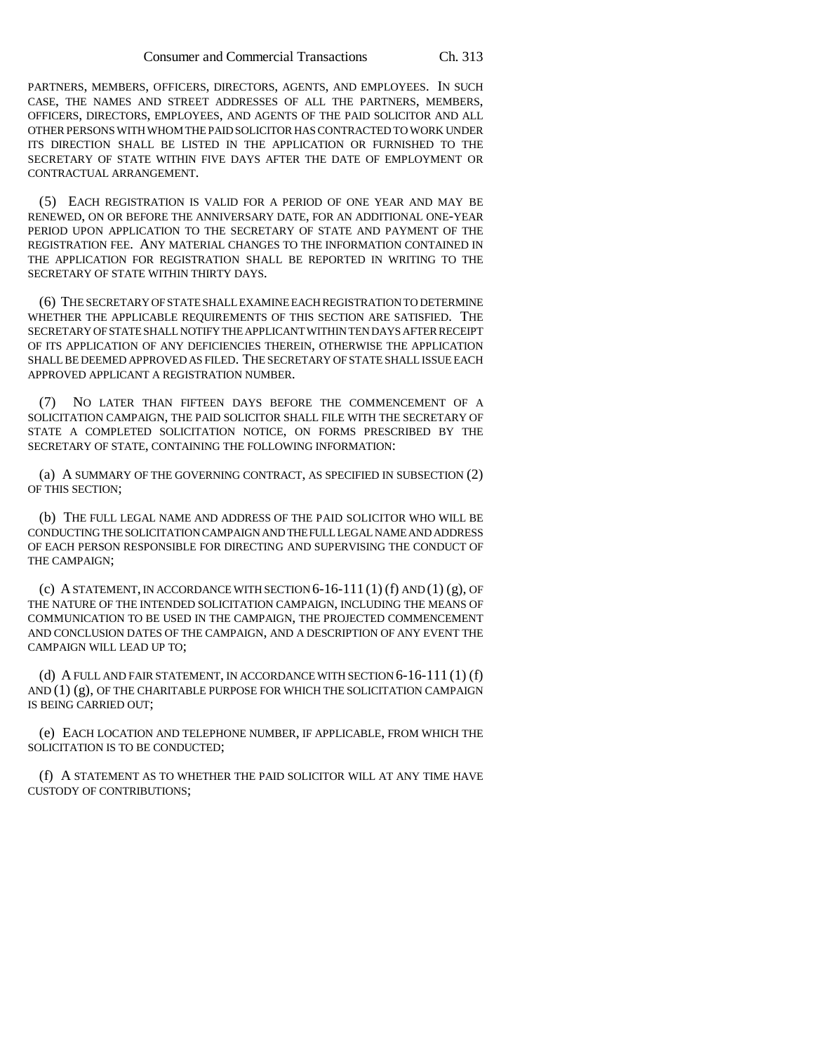PARTNERS, MEMBERS, OFFICERS, DIRECTORS, AGENTS, AND EMPLOYEES. IN SUCH CASE, THE NAMES AND STREET ADDRESSES OF ALL THE PARTNERS, MEMBERS, OFFICERS, DIRECTORS, EMPLOYEES, AND AGENTS OF THE PAID SOLICITOR AND ALL OTHER PERSONS WITH WHOM THE PAID SOLICITOR HAS CONTRACTED TO WORK UNDER ITS DIRECTION SHALL BE LISTED IN THE APPLICATION OR FURNISHED TO THE SECRETARY OF STATE WITHIN FIVE DAYS AFTER THE DATE OF EMPLOYMENT OR CONTRACTUAL ARRANGEMENT.

(5) EACH REGISTRATION IS VALID FOR A PERIOD OF ONE YEAR AND MAY BE RENEWED, ON OR BEFORE THE ANNIVERSARY DATE, FOR AN ADDITIONAL ONE-YEAR PERIOD UPON APPLICATION TO THE SECRETARY OF STATE AND PAYMENT OF THE REGISTRATION FEE. ANY MATERIAL CHANGES TO THE INFORMATION CONTAINED IN THE APPLICATION FOR REGISTRATION SHALL BE REPORTED IN WRITING TO THE SECRETARY OF STATE WITHIN THIRTY DAYS.

(6) THE SECRETARY OF STATE SHALL EXAMINE EACH REGISTRATION TO DETERMINE WHETHER THE APPLICABLE REQUIREMENTS OF THIS SECTION ARE SATISFIED. THE SECRETARY OF STATE SHALL NOTIFY THE APPLICANT WITHIN TEN DAYS AFTER RECEIPT OF ITS APPLICATION OF ANY DEFICIENCIES THEREIN, OTHERWISE THE APPLICATION SHALL BE DEEMED APPROVED AS FILED. THE SECRETARY OF STATE SHALL ISSUE EACH APPROVED APPLICANT A REGISTRATION NUMBER.

(7) NO LATER THAN FIFTEEN DAYS BEFORE THE COMMENCEMENT OF A SOLICITATION CAMPAIGN, THE PAID SOLICITOR SHALL FILE WITH THE SECRETARY OF STATE A COMPLETED SOLICITATION NOTICE, ON FORMS PRESCRIBED BY THE SECRETARY OF STATE, CONTAINING THE FOLLOWING INFORMATION:

(a) A SUMMARY OF THE GOVERNING CONTRACT, AS SPECIFIED IN SUBSECTION (2) OF THIS SECTION;

(b) THE FULL LEGAL NAME AND ADDRESS OF THE PAID SOLICITOR WHO WILL BE CONDUCTING THE SOLICITATION CAMPAIGN AND THE FULL LEGAL NAME AND ADDRESS OF EACH PERSON RESPONSIBLE FOR DIRECTING AND SUPERVISING THE CONDUCT OF THE CAMPAIGN;

(c) A STATEMENT, IN ACCORDANCE WITH SECTION 6-16-111 (1) (f) AND (1) (g), OF THE NATURE OF THE INTENDED SOLICITATION CAMPAIGN, INCLUDING THE MEANS OF COMMUNICATION TO BE USED IN THE CAMPAIGN, THE PROJECTED COMMENCEMENT AND CONCLUSION DATES OF THE CAMPAIGN, AND A DESCRIPTION OF ANY EVENT THE CAMPAIGN WILL LEAD UP TO;

(d) A FULL AND FAIR STATEMENT, IN ACCORDANCE WITH SECTION 6-16-111 (1) (f) AND (1) (g), OF THE CHARITABLE PURPOSE FOR WHICH THE SOLICITATION CAMPAIGN IS BEING CARRIED OUT;

(e) EACH LOCATION AND TELEPHONE NUMBER, IF APPLICABLE, FROM WHICH THE SOLICITATION IS TO BE CONDUCTED;

(f) A STATEMENT AS TO WHETHER THE PAID SOLICITOR WILL AT ANY TIME HAVE CUSTODY OF CONTRIBUTIONS;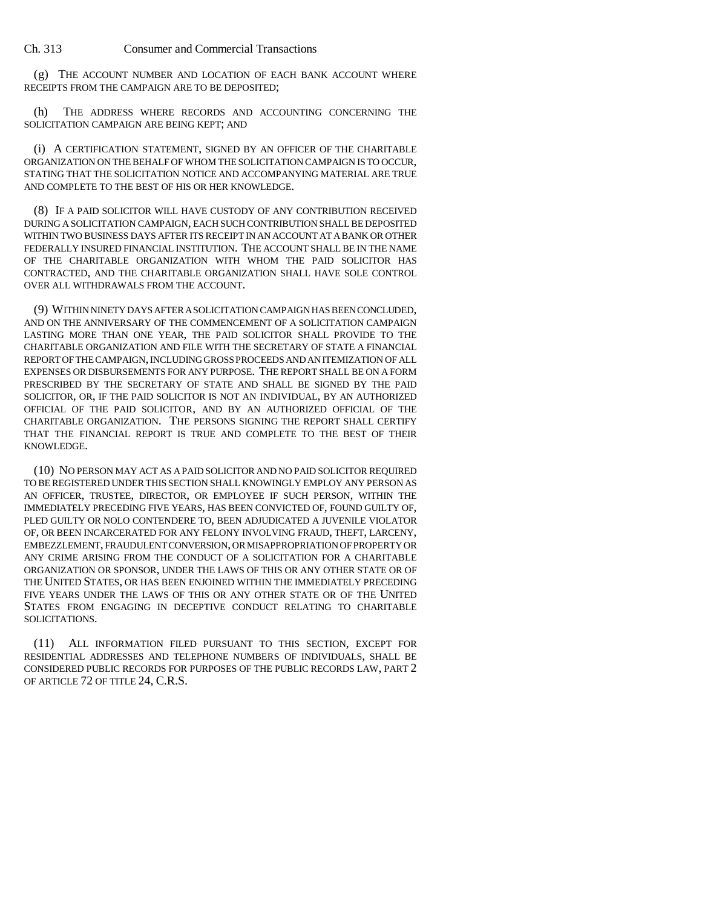(g) THE ACCOUNT NUMBER AND LOCATION OF EACH BANK ACCOUNT WHERE RECEIPTS FROM THE CAMPAIGN ARE TO BE DEPOSITED;

(h) THE ADDRESS WHERE RECORDS AND ACCOUNTING CONCERNING THE SOLICITATION CAMPAIGN ARE BEING KEPT; AND

(i) A CERTIFICATION STATEMENT, SIGNED BY AN OFFICER OF THE CHARITABLE ORGANIZATION ON THE BEHALF OF WHOM THE SOLICITATION CAMPAIGN IS TO OCCUR, STATING THAT THE SOLICITATION NOTICE AND ACCOMPANYING MATERIAL ARE TRUE AND COMPLETE TO THE BEST OF HIS OR HER KNOWLEDGE.

(8) IF A PAID SOLICITOR WILL HAVE CUSTODY OF ANY CONTRIBUTION RECEIVED DURING A SOLICITATION CAMPAIGN, EACH SUCH CONTRIBUTION SHALL BE DEPOSITED WITHIN TWO BUSINESS DAYS AFTER ITS RECEIPT IN AN ACCOUNT AT A BANK OR OTHER FEDERALLY INSURED FINANCIAL INSTITUTION. THE ACCOUNT SHALL BE IN THE NAME OF THE CHARITABLE ORGANIZATION WITH WHOM THE PAID SOLICITOR HAS CONTRACTED, AND THE CHARITABLE ORGANIZATION SHALL HAVE SOLE CONTROL OVER ALL WITHDRAWALS FROM THE ACCOUNT.

(9) WITHIN NINETY DAYS AFTER A SOLICITATION CAMPAIGN HAS BEEN CONCLUDED, AND ON THE ANNIVERSARY OF THE COMMENCEMENT OF A SOLICITATION CAMPAIGN LASTING MORE THAN ONE YEAR, THE PAID SOLICITOR SHALL PROVIDE TO THE CHARITABLE ORGANIZATION AND FILE WITH THE SECRETARY OF STATE A FINANCIAL REPORT OF THE CAMPAIGN, INCLUDING GROSS PROCEEDS AND AN ITEMIZATION OF ALL EXPENSES OR DISBURSEMENTS FOR ANY PURPOSE. THE REPORT SHALL BE ON A FORM PRESCRIBED BY THE SECRETARY OF STATE AND SHALL BE SIGNED BY THE PAID SOLICITOR, OR, IF THE PAID SOLICITOR IS NOT AN INDIVIDUAL, BY AN AUTHORIZED OFFICIAL OF THE PAID SOLICITOR, AND BY AN AUTHORIZED OFFICIAL OF THE CHARITABLE ORGANIZATION. THE PERSONS SIGNING THE REPORT SHALL CERTIFY THAT THE FINANCIAL REPORT IS TRUE AND COMPLETE TO THE BEST OF THEIR KNOWLEDGE.

(10) NO PERSON MAY ACT AS A PAID SOLICITOR AND NO PAID SOLICITOR REQUIRED TO BE REGISTERED UNDER THIS SECTION SHALL KNOWINGLY EMPLOY ANY PERSON AS AN OFFICER, TRUSTEE, DIRECTOR, OR EMPLOYEE IF SUCH PERSON, WITHIN THE IMMEDIATELY PRECEDING FIVE YEARS, HAS BEEN CONVICTED OF, FOUND GUILTY OF, PLED GUILTY OR NOLO CONTENDERE TO, BEEN ADJUDICATED A JUVENILE VIOLATOR OF, OR BEEN INCARCERATED FOR ANY FELONY INVOLVING FRAUD, THEFT, LARCENY, EMBEZZLEMENT, FRAUDULENT CONVERSION, OR MISAPPROPRIATION OF PROPERTY OR ANY CRIME ARISING FROM THE CONDUCT OF A SOLICITATION FOR A CHARITABLE ORGANIZATION OR SPONSOR, UNDER THE LAWS OF THIS OR ANY OTHER STATE OR OF THE UNITED STATES, OR HAS BEEN ENJOINED WITHIN THE IMMEDIATELY PRECEDING FIVE YEARS UNDER THE LAWS OF THIS OR ANY OTHER STATE OR OF THE UNITED STATES FROM ENGAGING IN DECEPTIVE CONDUCT RELATING TO CHARITABLE SOLICITATIONS.

(11) ALL INFORMATION FILED PURSUANT TO THIS SECTION, EXCEPT FOR RESIDENTIAL ADDRESSES AND TELEPHONE NUMBERS OF INDIVIDUALS, SHALL BE CONSIDERED PUBLIC RECORDS FOR PURPOSES OF THE PUBLIC RECORDS LAW, PART 2 OF ARTICLE 72 OF TITLE 24, C.R.S.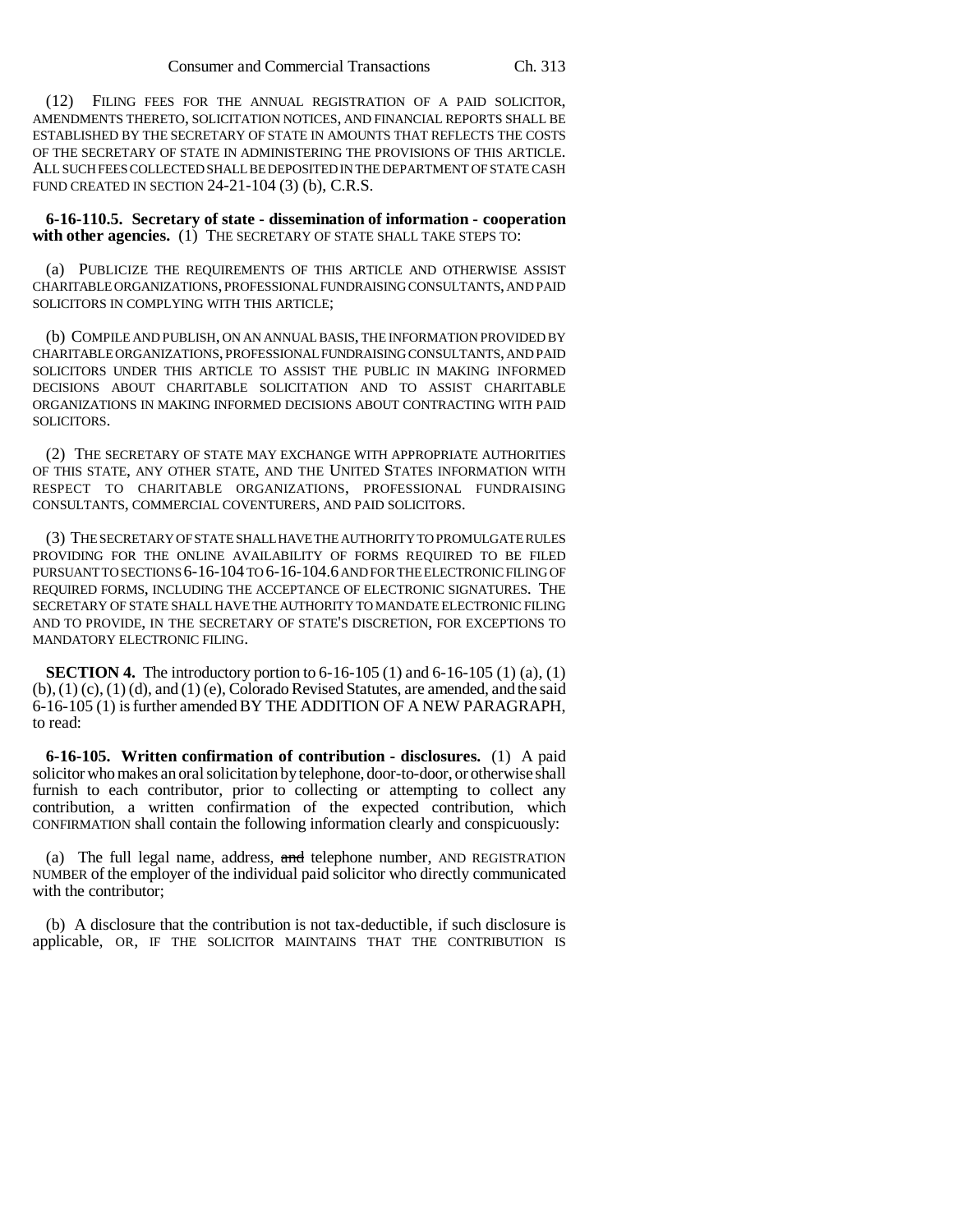(12) FILING FEES FOR THE ANNUAL REGISTRATION OF A PAID SOLICITOR, AMENDMENTS THERETO, SOLICITATION NOTICES, AND FINANCIAL REPORTS SHALL BE ESTABLISHED BY THE SECRETARY OF STATE IN AMOUNTS THAT REFLECTS THE COSTS OF THE SECRETARY OF STATE IN ADMINISTERING THE PROVISIONS OF THIS ARTICLE. ALL SUCH FEES COLLECTED SHALL BE DEPOSITED IN THE DEPARTMENT OF STATE CASH FUND CREATED IN SECTION 24-21-104 (3) (b), C.R.S.

**6-16-110.5. Secretary of state - dissemination of information - cooperation with other agencies.** (1) THE SECRETARY OF STATE SHALL TAKE STEPS TO:

(a) PUBLICIZE THE REQUIREMENTS OF THIS ARTICLE AND OTHERWISE ASSIST CHARITABLE ORGANIZATIONS, PROFESSIONAL FUNDRAISING CONSULTANTS, AND PAID SOLICITORS IN COMPLYING WITH THIS ARTICLE;

(b) COMPILE AND PUBLISH, ON AN ANNUAL BASIS, THE INFORMATION PROVIDED BY CHARITABLE ORGANIZATIONS, PROFESSIONAL FUNDRAISING CONSULTANTS, AND PAID SOLICITORS UNDER THIS ARTICLE TO ASSIST THE PUBLIC IN MAKING INFORMED DECISIONS ABOUT CHARITABLE SOLICITATION AND TO ASSIST CHARITABLE ORGANIZATIONS IN MAKING INFORMED DECISIONS ABOUT CONTRACTING WITH PAID SOLICITORS.

(2) THE SECRETARY OF STATE MAY EXCHANGE WITH APPROPRIATE AUTHORITIES OF THIS STATE, ANY OTHER STATE, AND THE UNITED STATES INFORMATION WITH RESPECT TO CHARITABLE ORGANIZATIONS, PROFESSIONAL FUNDRAISING CONSULTANTS, COMMERCIAL COVENTURERS, AND PAID SOLICITORS.

(3) THE SECRETARY OF STATE SHALL HAVE THE AUTHORITY TO PROMULGATE RULES PROVIDING FOR THE ONLINE AVAILABILITY OF FORMS REQUIRED TO BE FILED PURSUANT TO SECTIONS 6-16-104 TO 6-16-104.6 AND FOR THE ELECTRONIC FILING OF REQUIRED FORMS, INCLUDING THE ACCEPTANCE OF ELECTRONIC SIGNATURES. THE SECRETARY OF STATE SHALL HAVE THE AUTHORITY TO MANDATE ELECTRONIC FILING AND TO PROVIDE, IN THE SECRETARY OF STATE'S DISCRETION, FOR EXCEPTIONS TO MANDATORY ELECTRONIC FILING.

**SECTION 4.** The introductory portion to 6-16-105 (1) and 6-16-105 (1) (a), (1) (b), (1) (c), (1) (d), and (1) (e), Colorado Revised Statutes, are amended, and the said 6-16-105 (1) is further amended BY THE ADDITION OF A NEW PARAGRAPH, to read:

**6-16-105. Written confirmation of contribution - disclosures.** (1) A paid solicitor who makes an oral solicitation by telephone, door-to-door, or otherwise shall furnish to each contributor, prior to collecting or attempting to collect any contribution, a written confirmation of the expected contribution, which CONFIRMATION shall contain the following information clearly and conspicuously:

(a) The full legal name, address, ~~and~~ telephone number, AND REGISTRATION NUMBER of the employer of the individual paid solicitor who directly communicated with the contributor;

(b) A disclosure that the contribution is not tax-deductible, if such disclosure is applicable, OR, IF THE SOLICITOR MAINTAINS THAT THE CONTRIBUTION IS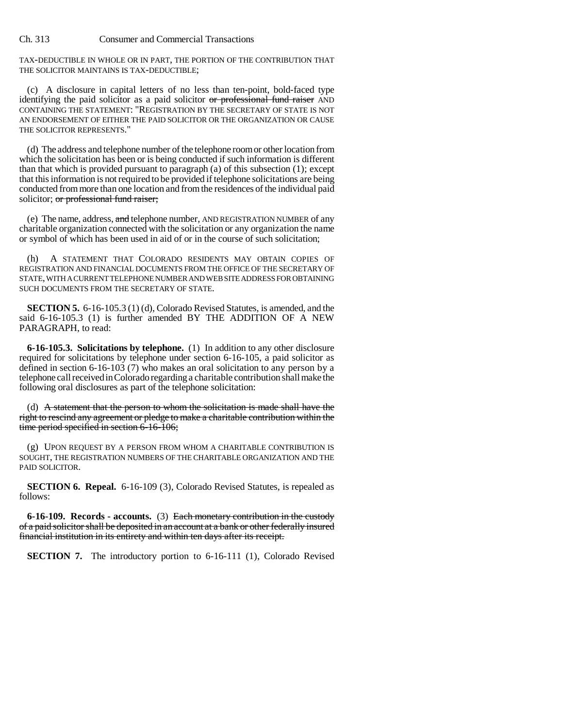TAX-DEDUCTIBLE IN WHOLE OR IN PART, THE PORTION OF THE CONTRIBUTION THAT THE SOLICITOR MAINTAINS IS TAX-DEDUCTIBLE;

(c) A disclosure in capital letters of no less than ten-point, bold-faced type identifying the paid solicitor as a paid solicitor ~~or professional fund raiser~~ AND CONTAINING THE STATEMENT: "REGISTRATION BY THE SECRETARY OF STATE IS NOT AN ENDORSEMENT OF EITHER THE PAID SOLICITOR OR THE ORGANIZATION OR CAUSE THE SOLICITOR REPRESENTS."

(d) The address and telephone number of the telephone room or other location from which the solicitation has been or is being conducted if such information is different than that which is provided pursuant to paragraph (a) of this subsection (1); except that this information is not required to be provided if telephone solicitations are being conducted from more than one location and from the residences of the individual paid solicitor; ~~or professional fund raiser;~~

(e) The name, address, ~~and~~ telephone number, AND REGISTRATION NUMBER of any charitable organization connected with the solicitation or any organization the name or symbol of which has been used in aid of or in the course of such solicitation;

(h) A STATEMENT THAT COLORADO RESIDENTS MAY OBTAIN COPIES OF REGISTRATION AND FINANCIAL DOCUMENTS FROM THE OFFICE OF THE SECRETARY OF STATE, WITH A CURRENT TELEPHONE NUMBER AND WEB SITE ADDRESS FOR OBTAINING SUCH DOCUMENTS FROM THE SECRETARY OF STATE.

**SECTION 5.** 6-16-105.3 (1) (d), Colorado Revised Statutes, is amended, and the said 6-16-105.3 (1) is further amended BY THE ADDITION OF A NEW PARAGRAPH, to read:

**6-16-105.3. Solicitations by telephone.** (1) In addition to any other disclosure required for solicitations by telephone under section 6-16-105, a paid solicitor as defined in section 6-16-103 (7) who makes an oral solicitation to any person by a telephone call received in Colorado regarding a charitable contribution shall make the following oral disclosures as part of the telephone solicitation:

(d) ~~A statement that the person to whom the solicitation is made shall have the right to rescind any agreement or pledge to make a charitable contribution within the time period specified in section 6-16-106;~~

(g) UPON REQUEST BY A PERSON FROM WHOM A CHARITABLE CONTRIBUTION IS SOUGHT, THE REGISTRATION NUMBERS OF THE CHARITABLE ORGANIZATION AND THE PAID SOLICITOR.

**SECTION 6. Repeal.** 6-16-109 (3), Colorado Revised Statutes, is repealed as follows:

**6-16-109. Records - accounts.** (3) ~~Each monetary contribution in the custody of a paid solicitor shall be deposited in an account at a bank or other federally insured financial institution in its entirety and within ten days after its receipt.~~

**SECTION 7.** The introductory portion to 6-16-111 (1), Colorado Revised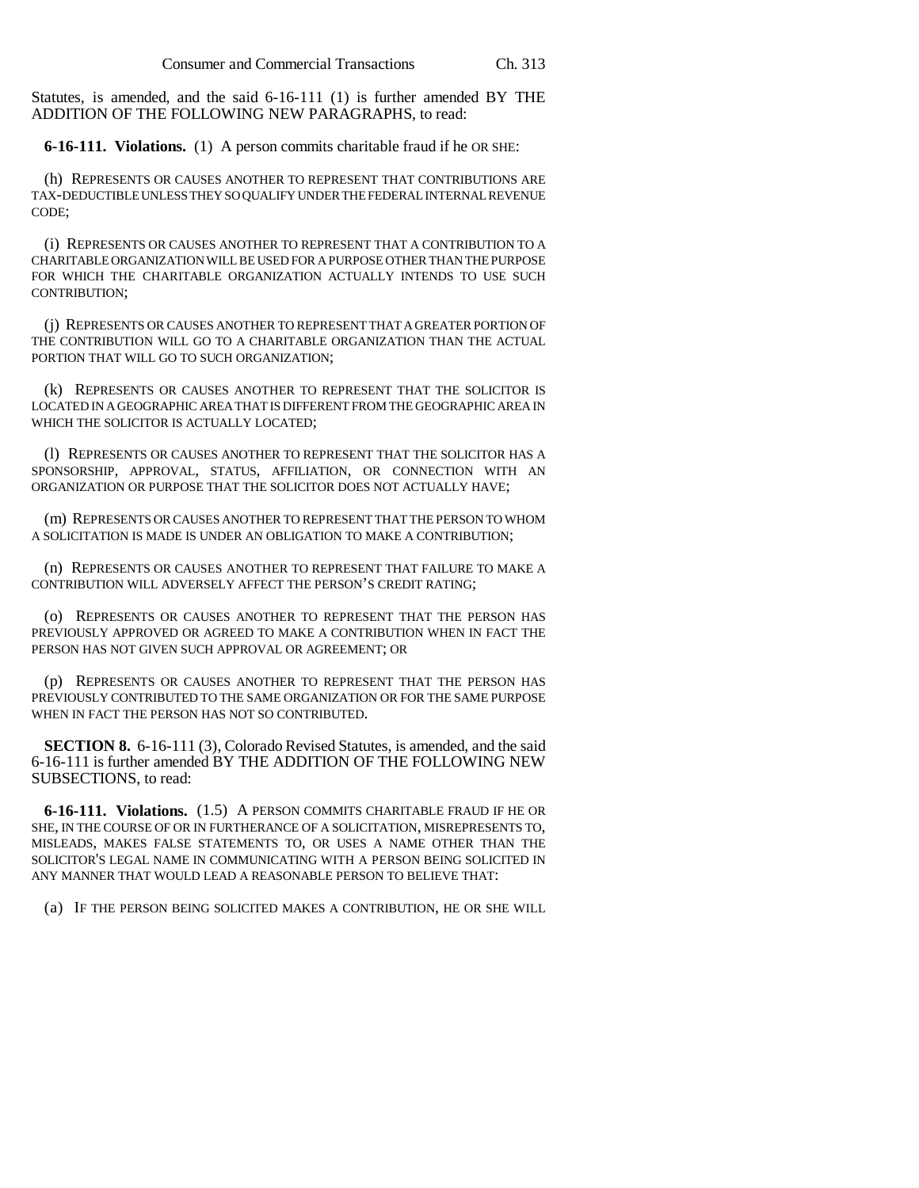Statutes, is amended, and the said 6-16-111 (1) is further amended BY THE ADDITION OF THE FOLLOWING NEW PARAGRAPHS, to read:

**6-16-111. Violations.** (1) A person commits charitable fraud if he OR SHE:

(h) REPRESENTS OR CAUSES ANOTHER TO REPRESENT THAT CONTRIBUTIONS ARE TAX-DEDUCTIBLE UNLESS THEY SO QUALIFY UNDER THE FEDERAL INTERNAL REVENUE CODE;

(i) REPRESENTS OR CAUSES ANOTHER TO REPRESENT THAT A CONTRIBUTION TO A CHARITABLE ORGANIZATION WILL BE USED FOR A PURPOSE OTHER THAN THE PURPOSE FOR WHICH THE CHARITABLE ORGANIZATION ACTUALLY INTENDS TO USE SUCH CONTRIBUTION;

(j) REPRESENTS OR CAUSES ANOTHER TO REPRESENT THAT A GREATER PORTION OF THE CONTRIBUTION WILL GO TO A CHARITABLE ORGANIZATION THAN THE ACTUAL PORTION THAT WILL GO TO SUCH ORGANIZATION;

(k) REPRESENTS OR CAUSES ANOTHER TO REPRESENT THAT THE SOLICITOR IS LOCATED IN A GEOGRAPHIC AREA THAT IS DIFFERENT FROM THE GEOGRAPHIC AREA IN WHICH THE SOLICITOR IS ACTUALLY LOCATED;

(l) REPRESENTS OR CAUSES ANOTHER TO REPRESENT THAT THE SOLICITOR HAS A SPONSORSHIP, APPROVAL, STATUS, AFFILIATION, OR CONNECTION WITH AN ORGANIZATION OR PURPOSE THAT THE SOLICITOR DOES NOT ACTUALLY HAVE;

(m) REPRESENTS OR CAUSES ANOTHER TO REPRESENT THAT THE PERSON TO WHOM A SOLICITATION IS MADE IS UNDER AN OBLIGATION TO MAKE A CONTRIBUTION;

(n) REPRESENTS OR CAUSES ANOTHER TO REPRESENT THAT FAILURE TO MAKE A CONTRIBUTION WILL ADVERSELY AFFECT THE PERSON'S CREDIT RATING;

(o) REPRESENTS OR CAUSES ANOTHER TO REPRESENT THAT THE PERSON HAS PREVIOUSLY APPROVED OR AGREED TO MAKE A CONTRIBUTION WHEN IN FACT THE PERSON HAS NOT GIVEN SUCH APPROVAL OR AGREEMENT; OR

(p) REPRESENTS OR CAUSES ANOTHER TO REPRESENT THAT THE PERSON HAS PREVIOUSLY CONTRIBUTED TO THE SAME ORGANIZATION OR FOR THE SAME PURPOSE WHEN IN FACT THE PERSON HAS NOT SO CONTRIBUTED.

**SECTION 8.** 6-16-111 (3), Colorado Revised Statutes, is amended, and the said 6-16-111 is further amended BY THE ADDITION OF THE FOLLOWING NEW SUBSECTIONS, to read:

**6-16-111. Violations.** (1.5) A PERSON COMMITS CHARITABLE FRAUD IF HE OR SHE, IN THE COURSE OF OR IN FURTHERANCE OF A SOLICITATION, MISREPRESENTS TO, MISLEADS, MAKES FALSE STATEMENTS TO, OR USES A NAME OTHER THAN THE SOLICITOR'S LEGAL NAME IN COMMUNICATING WITH A PERSON BEING SOLICITED IN ANY MANNER THAT WOULD LEAD A REASONABLE PERSON TO BELIEVE THAT:

(a) IF THE PERSON BEING SOLICITED MAKES A CONTRIBUTION, HE OR SHE WILL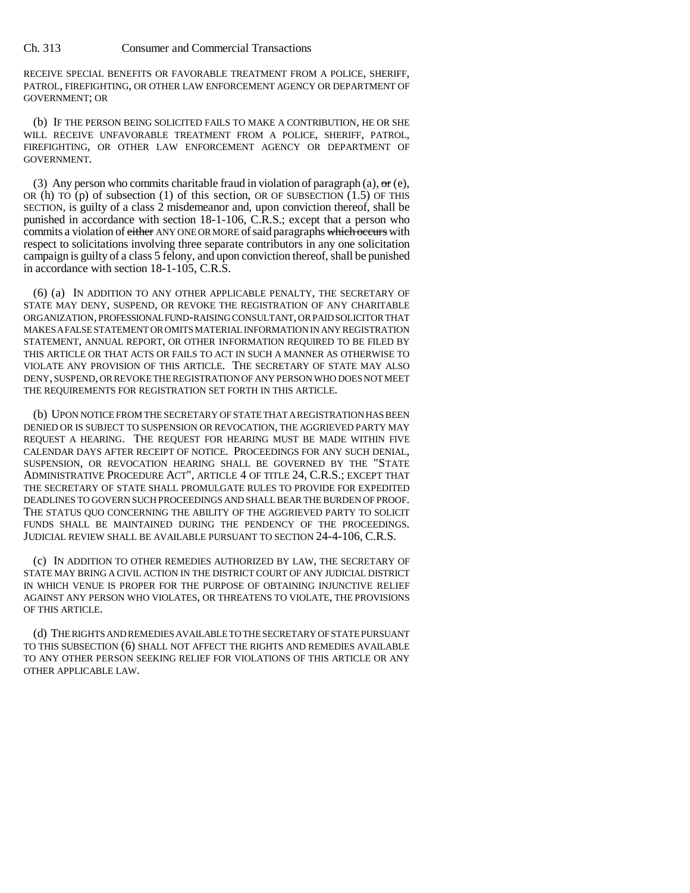RECEIVE SPECIAL BENEFITS OR FAVORABLE TREATMENT FROM A POLICE, SHERIFF, PATROL, FIREFIGHTING, OR OTHER LAW ENFORCEMENT AGENCY OR DEPARTMENT OF GOVERNMENT; OR

(b) IF THE PERSON BEING SOLICITED FAILS TO MAKE A CONTRIBUTION, HE OR SHE WILL RECEIVE UNFAVORABLE TREATMENT FROM A POLICE, SHERIFF, PATROL, FIREFIGHTING, OR OTHER LAW ENFORCEMENT AGENCY OR DEPARTMENT OF GOVERNMENT.

(3) Any person who commits charitable fraud in violation of paragraph (a), ~~or~~ (e), OR (h) TO (p) of subsection (1) of this section, OR OF SUBSECTION (1.5) OF THIS SECTION, is guilty of a class 2 misdemeanor and, upon conviction thereof, shall be punished in accordance with section 18-1-106, C.R.S.; except that a person who commits a violation of ~~either~~ ANY ONE OR MORE of said paragraphs ~~which occurs~~ with respect to solicitations involving three separate contributors in any one solicitation campaign is guilty of a class 5 felony, and upon conviction thereof, shall be punished in accordance with section 18-1-105, C.R.S.

(6) (a) IN ADDITION TO ANY OTHER APPLICABLE PENALTY, THE SECRETARY OF STATE MAY DENY, SUSPEND, OR REVOKE THE REGISTRATION OF ANY CHARITABLE ORGANIZATION, PROFESSIONAL FUND-RAISING CONSULTANT, OR PAID SOLICITOR THAT MAKES A FALSE STATEMENT OR OMITS MATERIAL INFORMATION IN ANY REGISTRATION STATEMENT, ANNUAL REPORT, OR OTHER INFORMATION REQUIRED TO BE FILED BY THIS ARTICLE OR THAT ACTS OR FAILS TO ACT IN SUCH A MANNER AS OTHERWISE TO VIOLATE ANY PROVISION OF THIS ARTICLE. THE SECRETARY OF STATE MAY ALSO DENY, SUSPEND, OR REVOKE THE REGISTRATION OF ANY PERSON WHO DOES NOT MEET THE REQUIREMENTS FOR REGISTRATION SET FORTH IN THIS ARTICLE.

(b) UPON NOTICE FROM THE SECRETARY OF STATE THAT A REGISTRATION HAS BEEN DENIED OR IS SUBJECT TO SUSPENSION OR REVOCATION, THE AGGRIEVED PARTY MAY REQUEST A HEARING. THE REQUEST FOR HEARING MUST BE MADE WITHIN FIVE CALENDAR DAYS AFTER RECEIPT OF NOTICE. PROCEEDINGS FOR ANY SUCH DENIAL, SUSPENSION, OR REVOCATION HEARING SHALL BE GOVERNED BY THE "STATE ADMINISTRATIVE PROCEDURE ACT", ARTICLE 4 OF TITLE 24, C.R.S.; EXCEPT THAT THE SECRETARY OF STATE SHALL PROMULGATE RULES TO PROVIDE FOR EXPEDITED DEADLINES TO GOVERN SUCH PROCEEDINGS AND SHALL BEAR THE BURDEN OF PROOF. THE STATUS QUO CONCERNING THE ABILITY OF THE AGGRIEVED PARTY TO SOLICIT FUNDS SHALL BE MAINTAINED DURING THE PENDENCY OF THE PROCEEDINGS. JUDICIAL REVIEW SHALL BE AVAILABLE PURSUANT TO SECTION 24-4-106, C.R.S.

(c) IN ADDITION TO OTHER REMEDIES AUTHORIZED BY LAW, THE SECRETARY OF STATE MAY BRING A CIVIL ACTION IN THE DISTRICT COURT OF ANY JUDICIAL DISTRICT IN WHICH VENUE IS PROPER FOR THE PURPOSE OF OBTAINING INJUNCTIVE RELIEF AGAINST ANY PERSON WHO VIOLATES, OR THREATENS TO VIOLATE, THE PROVISIONS OF THIS ARTICLE.

(d) THE RIGHTS AND REMEDIES AVAILABLE TO THE SECRETARY OF STATE PURSUANT TO THIS SUBSECTION (6) SHALL NOT AFFECT THE RIGHTS AND REMEDIES AVAILABLE TO ANY OTHER PERSON SEEKING RELIEF FOR VIOLATIONS OF THIS ARTICLE OR ANY OTHER APPLICABLE LAW.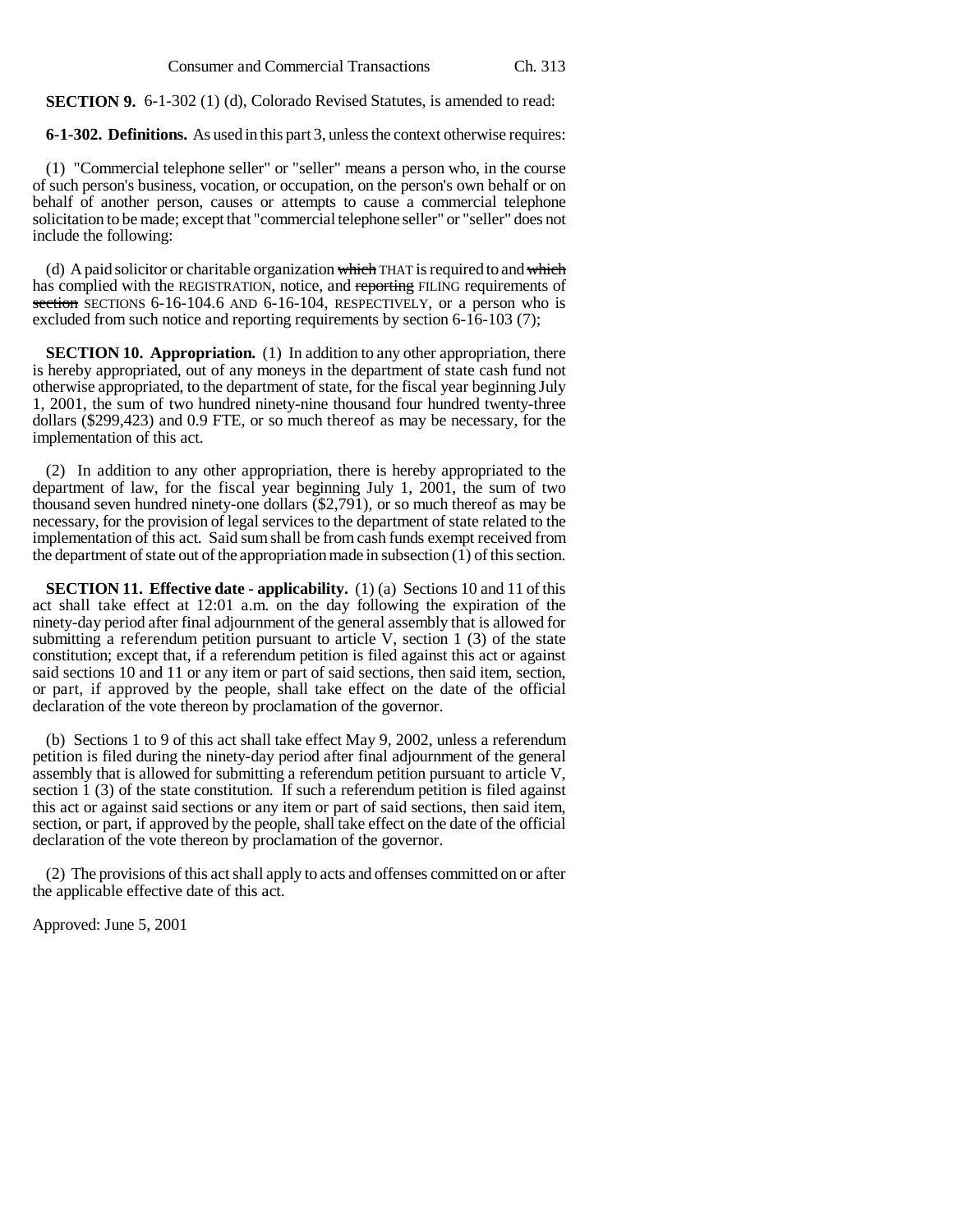**SECTION 9.** 6-1-302 (1) (d), Colorado Revised Statutes, is amended to read:

**6-1-302. Definitions.** As used in this part 3, unless the context otherwise requires:

(1) "Commercial telephone seller" or "seller" means a person who, in the course of such person's business, vocation, or occupation, on the person's own behalf or on behalf of another person, causes or attempts to cause a commercial telephone solicitation to be made; except that "commercial telephone seller" or "seller" does not include the following:

(d) A paid solicitor or charitable organization ~~which~~ THAT is required to and ~~which~~ has complied with the REGISTRATION, notice, and ~~reporting~~ FILING requirements of ~~section~~ SECTIONS 6-16-104.6 AND 6-16-104, RESPECTIVELY, or a person who is excluded from such notice and reporting requirements by section 6-16-103 (7);

**SECTION 10. Appropriation.** (1) In addition to any other appropriation, there is hereby appropriated, out of any moneys in the department of state cash fund not otherwise appropriated, to the department of state, for the fiscal year beginning July 1, 2001, the sum of two hundred ninety-nine thousand four hundred twenty-three dollars ($299,423) and 0.9 FTE, or so much thereof as may be necessary, for the implementation of this act.

(2) In addition to any other appropriation, there is hereby appropriated to the department of law, for the fiscal year beginning July 1, 2001, the sum of two thousand seven hundred ninety-one dollars ($2,791), or so much thereof as may be necessary, for the provision of legal services to the department of state related to the implementation of this act. Said sum shall be from cash funds exempt received from the department of state out of the appropriation made in subsection (1) of this section.

**SECTION 11. Effective date - applicability.** (1) (a) Sections 10 and 11 of this act shall take effect at 12:01 a.m. on the day following the expiration of the ninety-day period after final adjournment of the general assembly that is allowed for submitting a referendum petition pursuant to article V, section 1 (3) of the state constitution; except that, if a referendum petition is filed against this act or against said sections 10 and 11 or any item or part of said sections, then said item, section, or part, if approved by the people, shall take effect on the date of the official declaration of the vote thereon by proclamation of the governor.

(b) Sections 1 to 9 of this act shall take effect May 9, 2002, unless a referendum petition is filed during the ninety-day period after final adjournment of the general assembly that is allowed for submitting a referendum petition pursuant to article V, section 1 (3) of the state constitution. If such a referendum petition is filed against this act or against said sections or any item or part of said sections, then said item, section, or part, if approved by the people, shall take effect on the date of the official declaration of the vote thereon by proclamation of the governor.

(2) The provisions of this act shall apply to acts and offenses committed on or after the applicable effective date of this act.

Approved: June 5, 2001